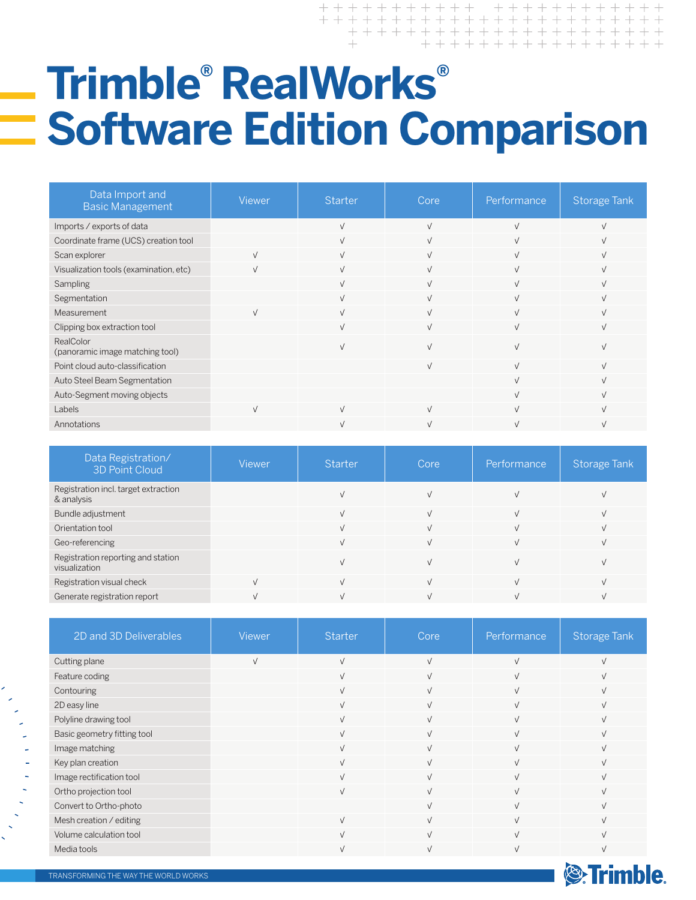# Trimble® RealWorks® Software Edition Comparison

| Data Import and Basic Management | Viewer | Starter | Core | Performance | Storage Tank |
|---|---|---|---|---|---|
| Imports / exports of data | | √ | √ | √ | √ |
| Coordinate frame (UCS) creation tool | | √ | √ | √ | √ |
| Scan explorer | √ | √ | √ | √ | √ |
| Visualization tools (examination, etc) | √ | √ | √ | √ | √ |
| Sampling | | √ | √ | √ | √ |
| Segmentation | | √ | √ | √ | √ |
| Measurement | √ | √ | √ | √ | √ |
| Clipping box extraction tool | | √ | √ | √ | √ |
| RealColor (panoramic image matching tool) | | √ | √ | √ | √ |
| Point cloud auto-classification | | | √ | √ | √ |
| Auto Steel Beam Segmentation | | | | √ | √ |
| Auto-Segment moving objects | | | | √ | √ |
| Labels | √ | √ | √ | √ | √ |
| Annotations | | √ | √ | √ | √ |

| Data Registration/ 3D Point Cloud | Viewer | Starter | Core | Performance | Storage Tank |
|---|---|---|---|---|---|
| Registration incl. target extraction & analysis | | √ | √ | √ | √ |
| Bundle adjustment | | √ | √ | √ | √ |
| Orientation tool | | √ | √ | √ | √ |
| Geo-referencing | | √ | √ | √ | √ |
| Registration reporting and station visualization | | √ | √ | √ | √ |
| Registration visual check | √ | √ | √ | √ | √ |
| Generate registration report | √ | √ | √ | √ | √ |

| 2D and 3D Deliverables | Viewer | Starter | Core | Performance | Storage Tank |
|---|---|---|---|---|---|
| Cutting plane | √ | √ | √ | √ | √ |
| Feature coding | | √ | √ | √ | √ |
| Contouring | | √ | √ | √ | √ |
| 2D easy line | | √ | √ | √ | √ |
| Polyline drawing tool | | √ | √ | √ | √ |
| Basic geometry fitting tool | | √ | √ | √ | √ |
| Image matching | | √ | √ | √ | √ |
| Key plan creation | | √ | √ | √ | √ |
| Image rectification tool | | √ | √ | √ | √ |
| Ortho projection tool | | √ | √ | √ | √ |
| Convert to Ortho-photo | | | √ | √ | √ |
| Mesh creation / editing | | √ | √ | √ | √ |
| Volume calculation tool | | √ | √ | √ | √ |
| Media tools | | √ | √ | √ | √ |

TRANSFORMING THE WAY THE WORLD WORKS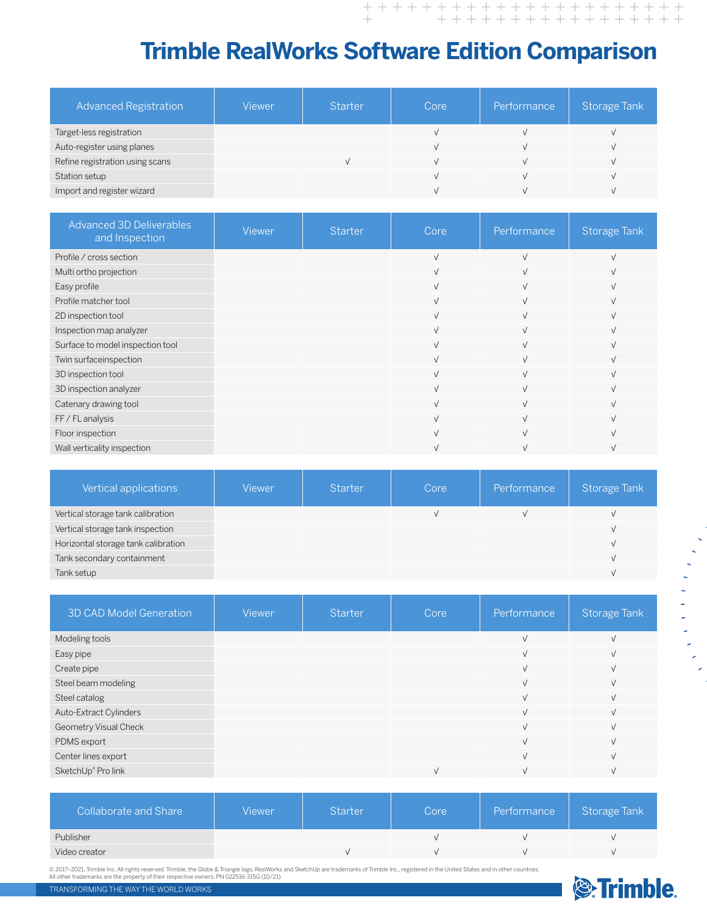# Trimble RealWorks Software Edition Comparison

| Advanced Registration | Viewer | Starter | Core | Performance | Storage Tank |
|---|---|---|---|---|---|
| Target-less registration | | | √ | √ | √ |
| Auto-register using planes | | | √ | √ | √ |
| Refine registration using scans | | √ | √ | √ | √ |
| Station setup | | | √ | √ | √ |
| Import and register wizard | | | √ | √ | √ |

| Advanced 3D Deliverables and Inspection | Viewer | Starter | Core | Performance | Storage Tank |
|---|---|---|---|---|---|
| Profile / cross section | | | √ | √ | √ |
| Multi ortho projection | | | √ | √ | √ |
| Easy profile | | | √ | √ | √ |
| Profile matcher tool | | | √ | √ | √ |
| 2D inspection tool | | | √ | √ | √ |
| Inspection map analyzer | | | √ | √ | √ |
| Surface to model inspection tool | | | √ | √ | √ |
| Twin surfaceinspection | | | √ | √ | √ |
| 3D inspection tool | | | √ | √ | √ |
| 3D inspection analyzer | | | √ | √ | √ |
| Catenary drawing tool | | | √ | √ | √ |
| FF / FL analysis | | | √ | √ | √ |
| Floor inspection | | | √ | √ | √ |
| Wall verticality inspection | | | √ | √ | √ |

| Vertical applications | Viewer | Starter | Core | Performance | Storage Tank |
|---|---|---|---|---|---|
| Vertical storage tank calibration | | | √ | √ | √ |
| Vertical storage tank inspection | | | | | √ |
| Horizontal storage tank calibration | | | | | √ |
| Tank secondary containment | | | | | √ |
| Tank setup | | | | | √ |

| 3D CAD Model Generation | Viewer | Starter | Core | Performance | Storage Tank |
|---|---|---|---|---|---|
| Modeling tools | | | | √ | √ |
| Easy pipe | | | | √ | √ |
| Create pipe | | | | √ | √ |
| Steel beam modeling | | | | √ | √ |
| Steel catalog | | | | √ | √ |
| Auto-Extract Cylinders | | | | √ | √ |
| Geometry Visual Check | | | | √ | √ |
| PDMS export | | | | √ | √ |
| Center lines export | | | | √ | √ |
| SketchUp® Pro link | | | √ | √ | √ |

| Collaborate and Share | Viewer | Starter | Core | Performance | Storage Tank |
|---|---|---|---|---|---|
| Publisher | | | √ | √ | √ |
| Video creator | | √ | √ | √ | √ |

© 2017–2021, Trimble Inc. All rights reserved. Trimble, the Globe & Triangle logo, RealWorks and SketchUp are trademarks of Trimble Inc., registered in the United States and in other countries. All other trademarks are the property of their respective owners. PN 022516-315G (10/21)

TRANSFORMING THE WAY THE WORLD WORKS